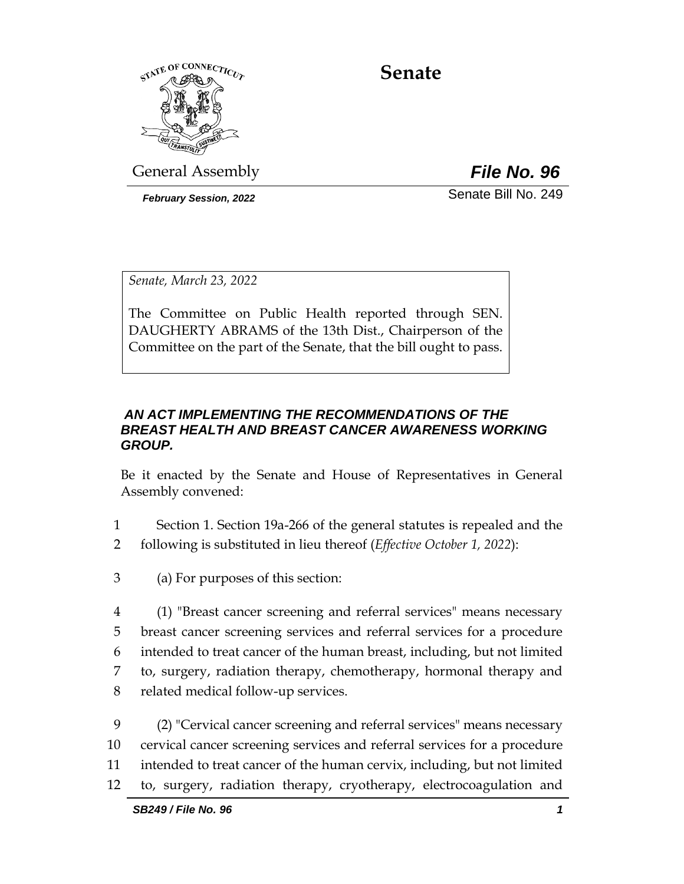# Senate

General Assembly

***File No. 96***

***February Session, 2022***

Senate Bill No. 249

*Senate, March 23, 2022*

The Committee on Public Health reported through SEN. DAUGHERTY ABRAMS of the 13th Dist., Chairperson of the Committee on the part of the Senate, that the bill ought to pass.

***AN ACT IMPLEMENTING THE RECOMMENDATIONS OF THE BREAST HEALTH AND BREAST CANCER AWARENESS WORKING GROUP.***

Be it enacted by the Senate and House of Representatives in General Assembly convened:

1 Section 1. Section 19a-266 of the general statutes is repealed and the
2 following is substituted in lieu thereof (*Effective October 1, 2022*):

3 (a) For purposes of this section:

4 (1) "Breast cancer screening and referral services" means necessary
5 breast cancer screening services and referral services for a procedure
6 intended to treat cancer of the human breast, including, but not limited
7 to, surgery, radiation therapy, chemotherapy, hormonal therapy and
8 related medical follow-up services.

9 (2) "Cervical cancer screening and referral services" means necessary
10 cervical cancer screening services and referral services for a procedure
11 intended to treat cancer of the human cervix, including, but not limited
12 to, surgery, radiation therapy, cryotherapy, electrocoagulation and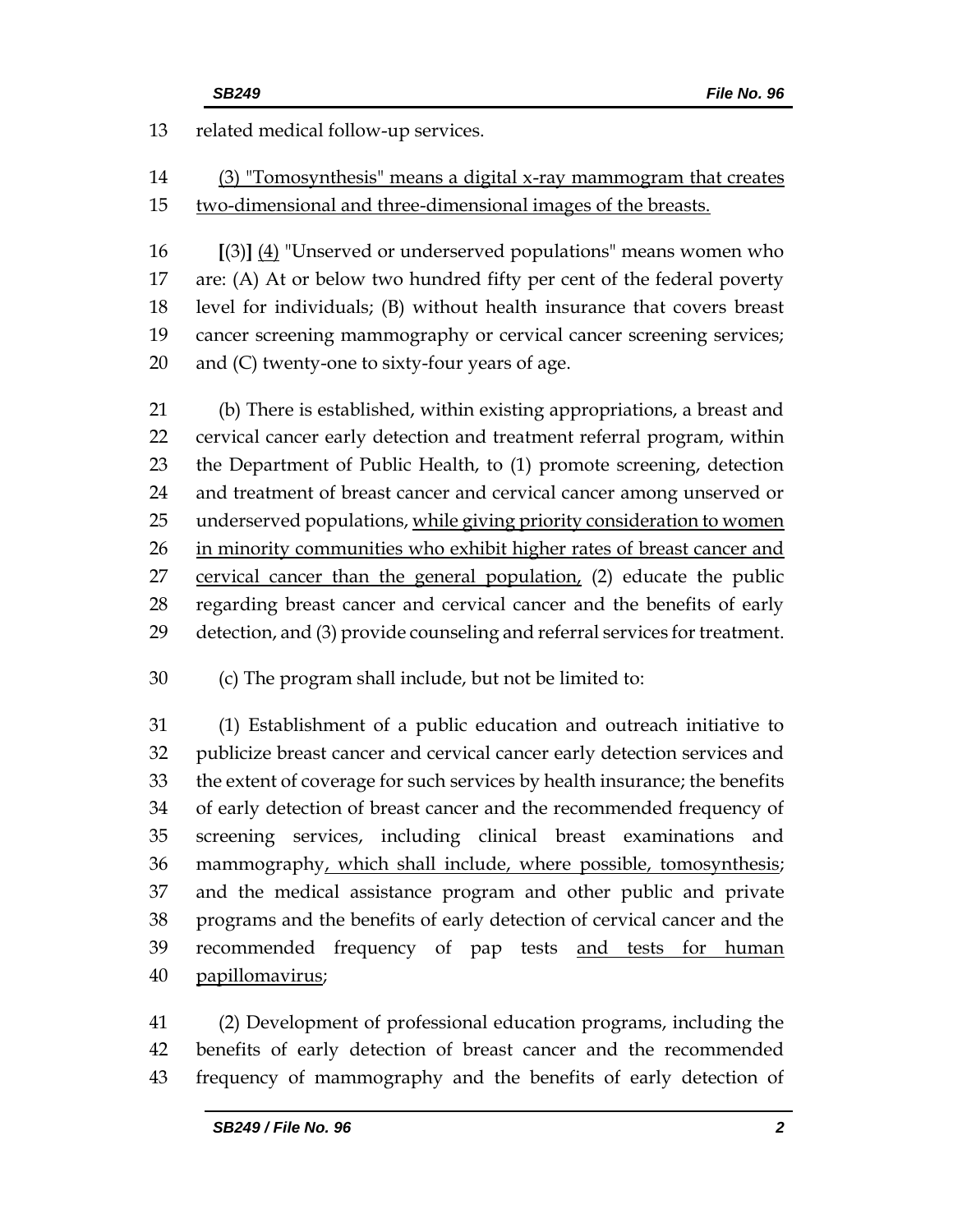related medical follow-up services.

<u>(3) "Tomosynthesis" means a digital x-ray mammogram that creates two-dimensional and three-dimensional images of the breasts.</u>

**[**(3)**]** <u>(4)</u> "Unserved or underserved populations" means women who are: (A) At or below two hundred fifty per cent of the federal poverty level for individuals; (B) without health insurance that covers breast cancer screening mammography or cervical cancer screening services; and (C) twenty-one to sixty-four years of age.

(b) There is established, within existing appropriations, a breast and cervical cancer early detection and treatment referral program, within the Department of Public Health, to (1) promote screening, detection and treatment of breast cancer and cervical cancer among unserved or underserved populations, <u>while giving priority consideration to women in minority communities who exhibit higher rates of breast cancer and cervical cancer than the general population,</u> (2) educate the public regarding breast cancer and cervical cancer and the benefits of early detection, and (3) provide counseling and referral services for treatment.

(c) The program shall include, but not be limited to:

(1) Establishment of a public education and outreach initiative to publicize breast cancer and cervical cancer early detection services and the extent of coverage for such services by health insurance; the benefits of early detection of breast cancer and the recommended frequency of screening services, including clinical breast examinations and mammography<u>, which shall include, where possible, tomosynthesis</u>; and the medical assistance program and other public and private programs and the benefits of early detection of cervical cancer and the recommended frequency of pap tests <u>and tests for human papillomavirus</u>;

(2) Development of professional education programs, including the benefits of early detection of breast cancer and the recommended frequency of mammography and the benefits of early detection of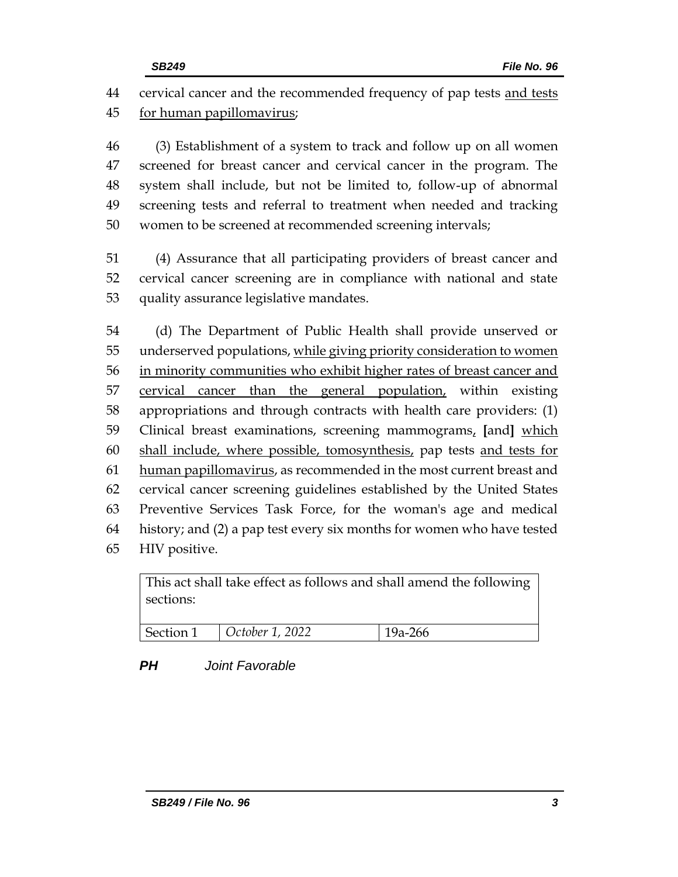44 cervical cancer and the recommended frequency of pap tests <u>and tests</u>
45 <u>for human papillomavirus</u>;

46 (3) Establishment of a system to track and follow up on all women
47 screened for breast cancer and cervical cancer in the program. The
48 system shall include, but not be limited to, follow-up of abnormal
49 screening tests and referral to treatment when needed and tracking
50 women to be screened at recommended screening intervals;

51 (4) Assurance that all participating providers of breast cancer and
52 cervical cancer screening are in compliance with national and state
53 quality assurance legislative mandates.

54 (d) The Department of Public Health shall provide unserved or
55 underserved populations, <u>while giving priority consideration to women</u>
56 <u>in minority communities who exhibit higher rates of breast cancer and</u>
57 <u>cervical cancer than the general population,</u> within existing
58 appropriations and through contracts with health care providers: (1)
59 Clinical breast examinations, screening mammograms<u>,</u> **[**and**]** <u>which</u>
60 <u>shall include, where possible, tomosynthesis,</u> pap tests <u>and tests for</u>
61 <u>human papillomavirus</u>, as recommended in the most current breast and
62 cervical cancer screening guidelines established by the United States
63 Preventive Services Task Force, for the woman's age and medical
64 history; and (2) a pap test every six months for women who have tested
65 HIV positive.

| This act shall take effect as follows and shall amend the following sections: | | |
|---|---|---|
| Section 1 | *October 1, 2022* | 19a-266 |

***PH*** *Joint Favorable*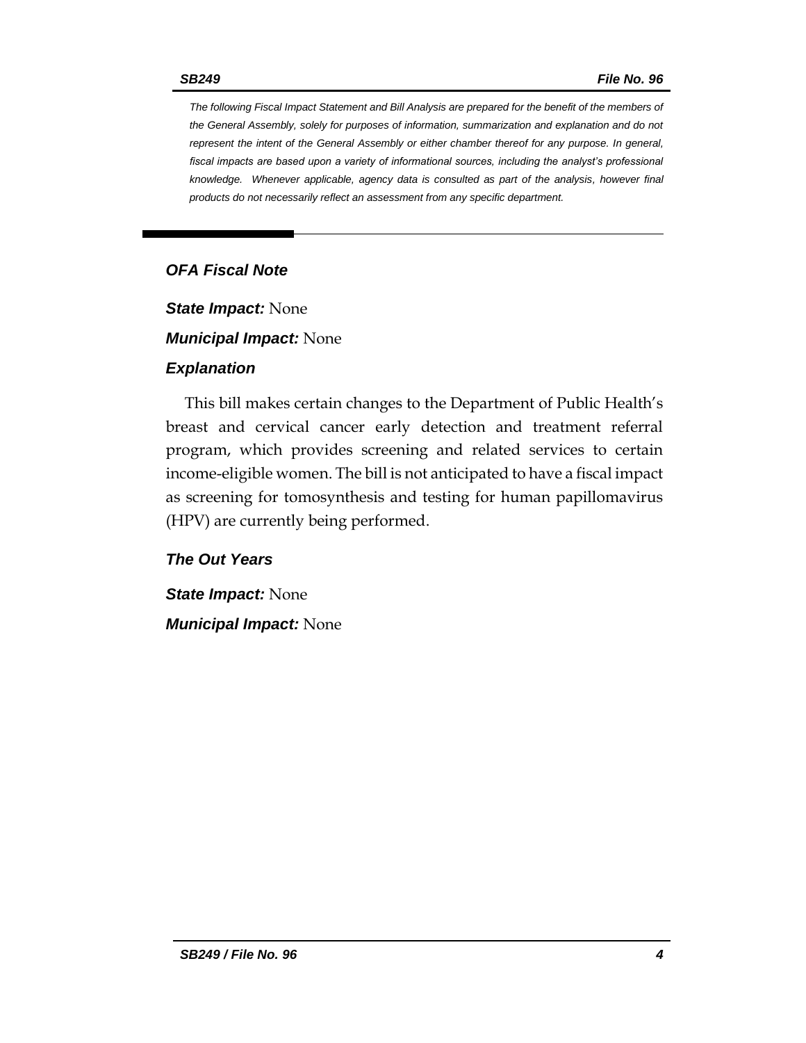*The following Fiscal Impact Statement and Bill Analysis are prepared for the benefit of the members of the General Assembly, solely for purposes of information, summarization and explanation and do not represent the intent of the General Assembly or either chamber thereof for any purpose. In general, fiscal impacts are based upon a variety of informational sources, including the analyst's professional knowledge. Whenever applicable, agency data is consulted as part of the analysis, however final products do not necessarily reflect an assessment from any specific department.*

---

## *OFA Fiscal Note*

***State Impact:*** None

***Municipal Impact:*** None

### *Explanation*

This bill makes certain changes to the Department of Public Health's breast and cervical cancer early detection and treatment referral program, which provides screening and related services to certain income-eligible women. The bill is not anticipated to have a fiscal impact as screening for tomosynthesis and testing for human papillomavirus (HPV) are currently being performed.

### *The Out Years*

***State Impact:*** None

***Municipal Impact:*** None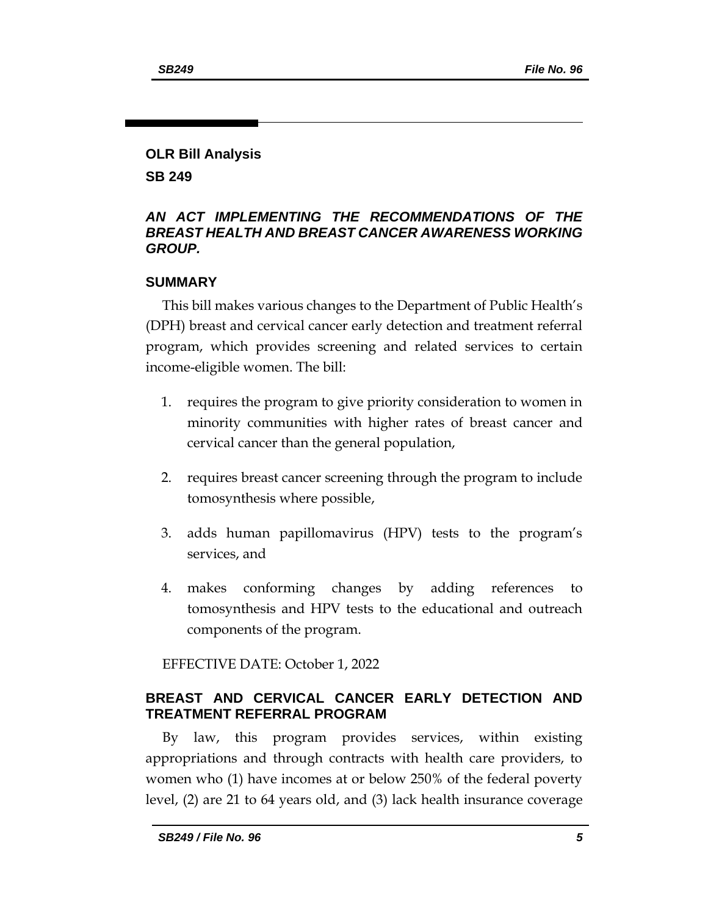## OLR Bill Analysis

## SB 249

### *AN ACT IMPLEMENTING THE RECOMMENDATIONS OF THE BREAST HEALTH AND BREAST CANCER AWARENESS WORKING GROUP.*

### SUMMARY

This bill makes various changes to the Department of Public Health's (DPH) breast and cervical cancer early detection and treatment referral program, which provides screening and related services to certain income-eligible women. The bill:

1. requires the program to give priority consideration to women in minority communities with higher rates of breast cancer and cervical cancer than the general population,
2. requires breast cancer screening through the program to include tomosynthesis where possible,
3. adds human papillomavirus (HPV) tests to the program's services, and
4. makes conforming changes by adding references to tomosynthesis and HPV tests to the educational and outreach components of the program.

EFFECTIVE DATE: October 1, 2022

### BREAST AND CERVICAL CANCER EARLY DETECTION AND TREATMENT REFERRAL PROGRAM

By law, this program provides services, within existing appropriations and through contracts with health care providers, to women who (1) have incomes at or below 250% of the federal poverty level, (2) are 21 to 64 years old, and (3) lack health insurance coverage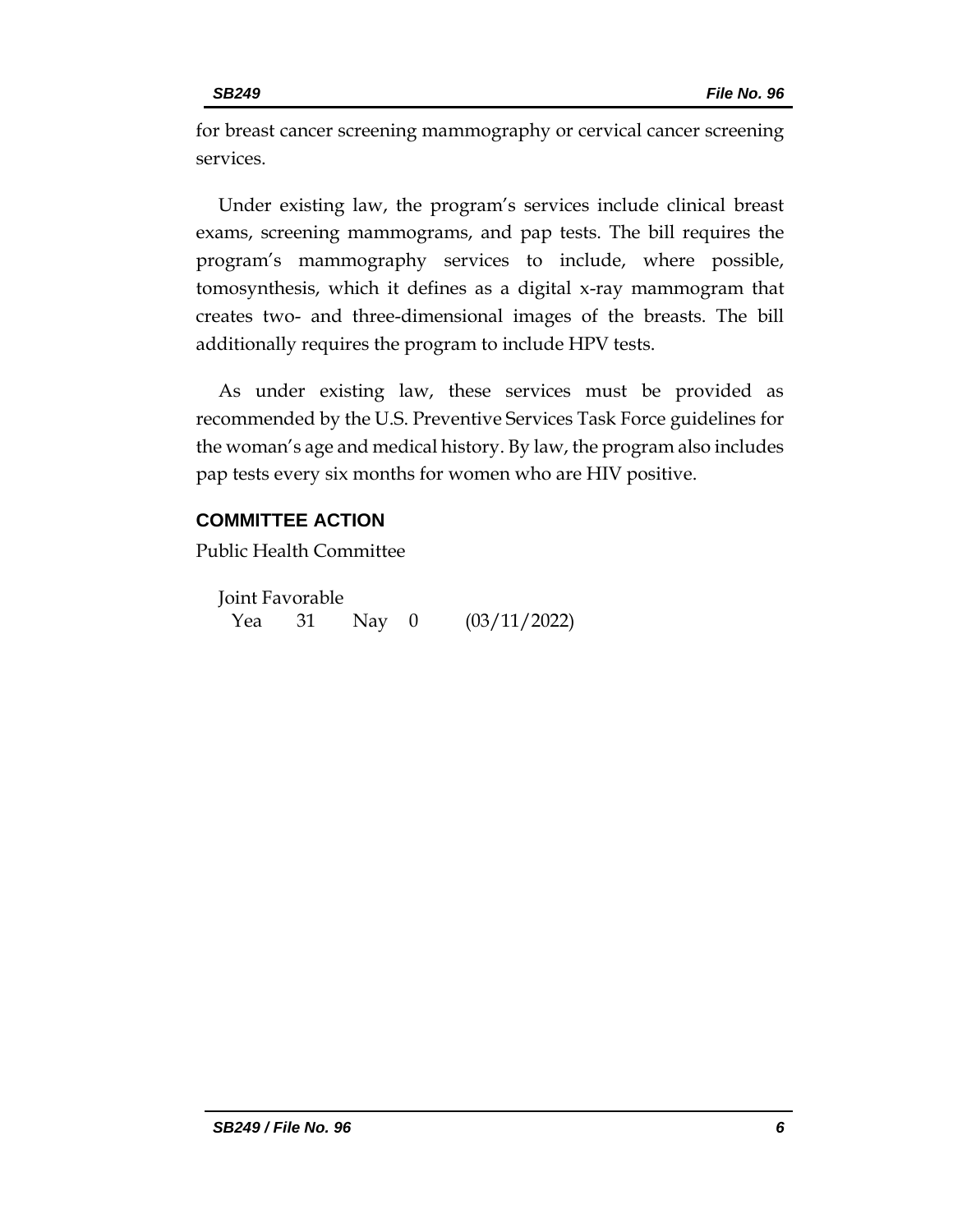for breast cancer screening mammography or cervical cancer screening services.

Under existing law, the program's services include clinical breast exams, screening mammograms, and pap tests. The bill requires the program's mammography services to include, where possible, tomosynthesis, which it defines as a digital x-ray mammogram that creates two- and three-dimensional images of the breasts. The bill additionally requires the program to include HPV tests.

As under existing law, these services must be provided as recommended by the U.S. Preventive Services Task Force guidelines for the woman's age and medical history. By law, the program also includes pap tests every six months for women who are HIV positive.

## COMMITTEE ACTION

Public Health Committee

Joint Favorable
Yea 31 Nay 0 (03/11/2022)